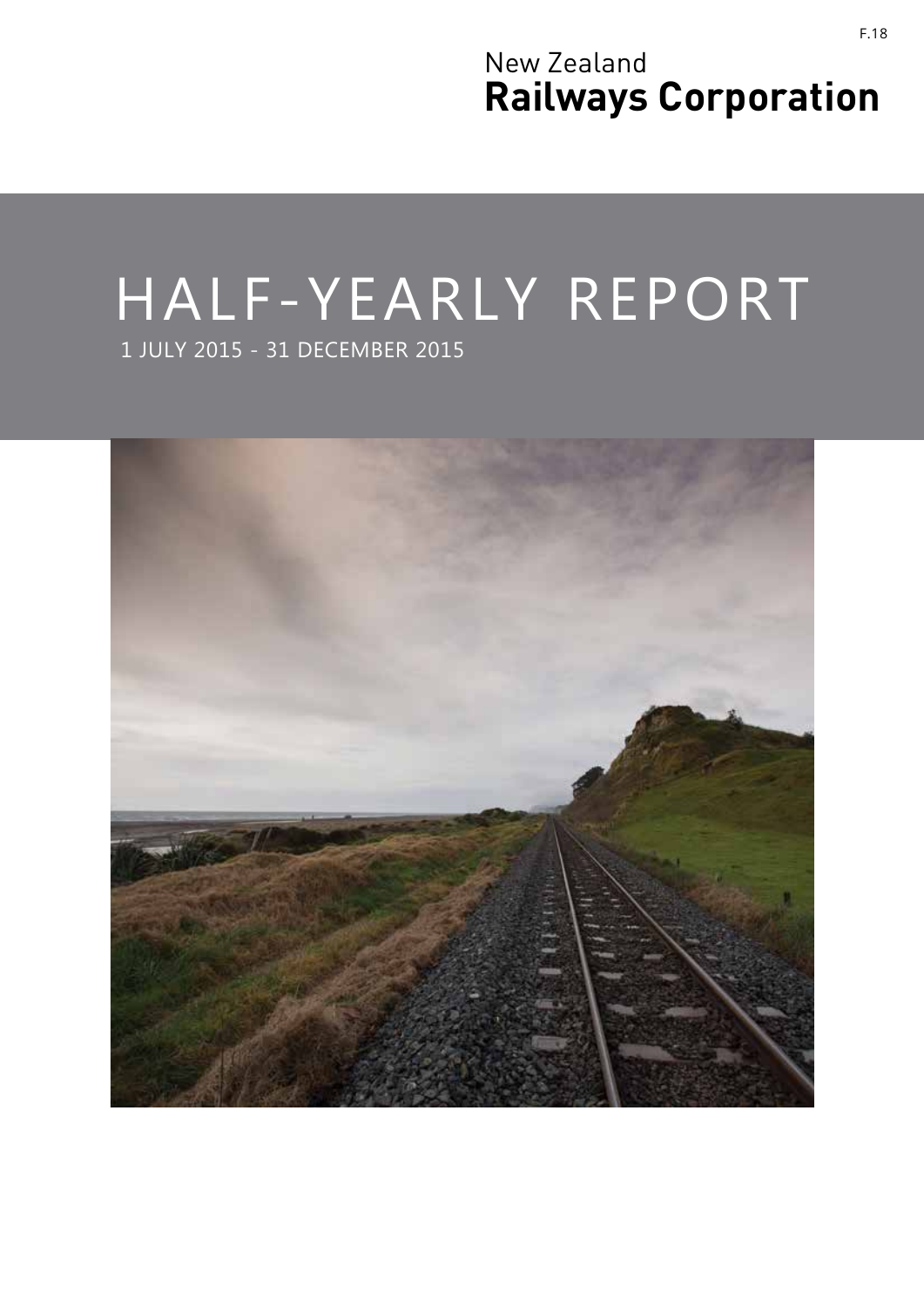F.18

New Zealand
**Railways Corporation**

# HALF-YEARLY REPORT

1 JULY 2015 - 31 DECEMBER 2015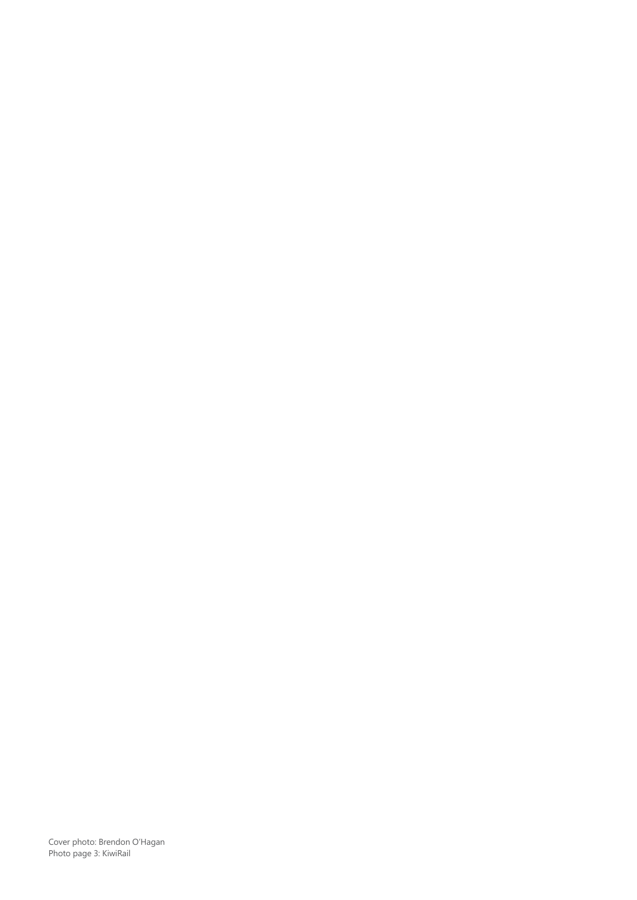Cover photo: Brendon O'Hagan
Photo page 3: KiwiRail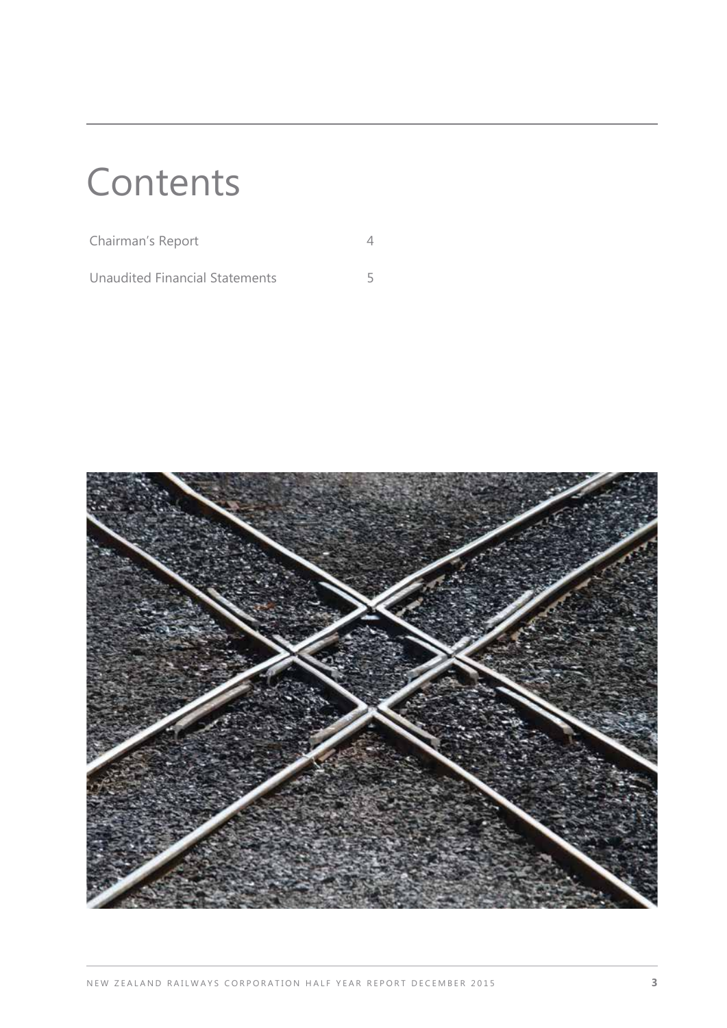# Contents

| | |
|---|---|
| Chairman's Report | 4 |
| Unaudited Financial Statements | 5 |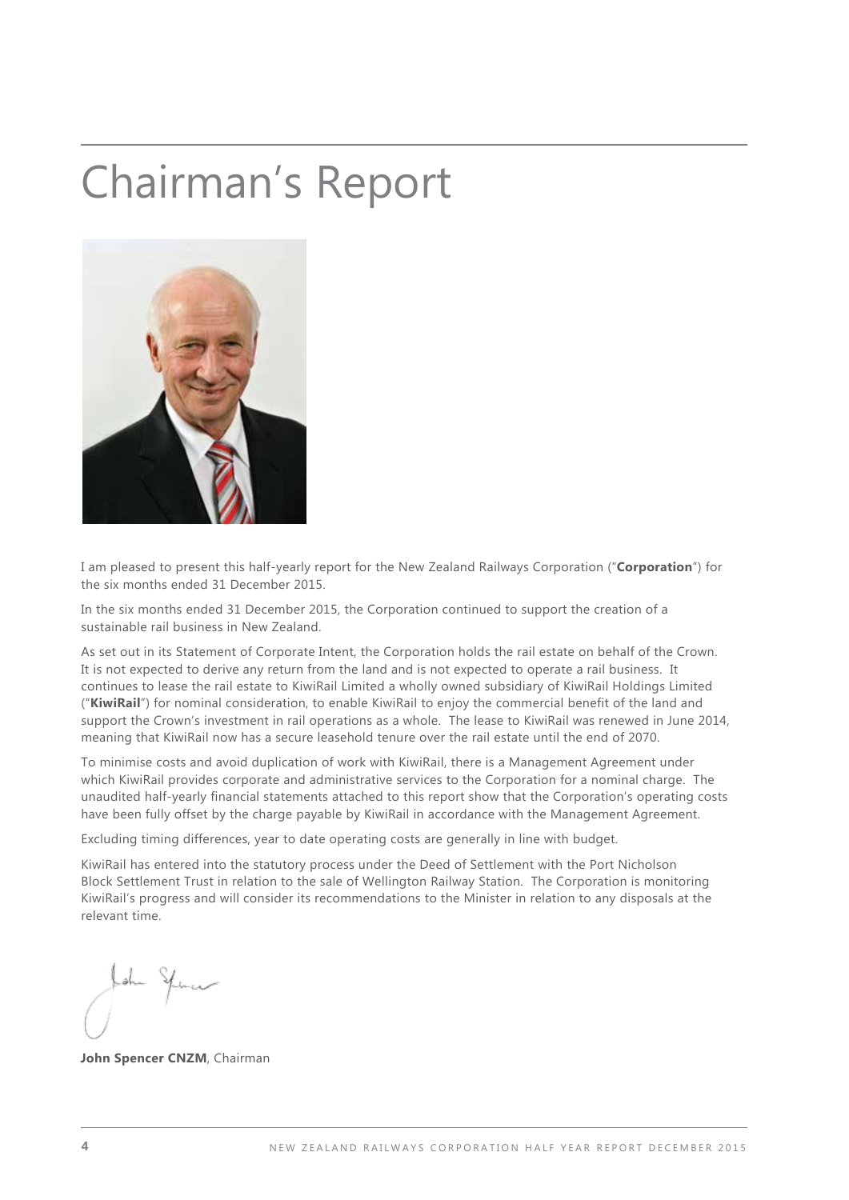# Chairman's Report

I am pleased to present this half-yearly report for the New Zealand Railways Corporation ("**Corporation**") for the six months ended 31 December 2015.

In the six months ended 31 December 2015, the Corporation continued to support the creation of a sustainable rail business in New Zealand.

As set out in its Statement of Corporate Intent, the Corporation holds the rail estate on behalf of the Crown. It is not expected to derive any return from the land and is not expected to operate a rail business. It continues to lease the rail estate to KiwiRail Limited a wholly owned subsidiary of KiwiRail Holdings Limited ("**KiwiRail**") for nominal consideration, to enable KiwiRail to enjoy the commercial benefit of the land and support the Crown's investment in rail operations as a whole. The lease to KiwiRail was renewed in June 2014, meaning that KiwiRail now has a secure leasehold tenure over the rail estate until the end of 2070.

To minimise costs and avoid duplication of work with KiwiRail, there is a Management Agreement under which KiwiRail provides corporate and administrative services to the Corporation for a nominal charge. The unaudited half-yearly financial statements attached to this report show that the Corporation's operating costs have been fully offset by the charge payable by KiwiRail in accordance with the Management Agreement.

Excluding timing differences, year to date operating costs are generally in line with budget.

KiwiRail has entered into the statutory process under the Deed of Settlement with the Port Nicholson Block Settlement Trust in relation to the sale of Wellington Railway Station. The Corporation is monitoring KiwiRail's progress and will consider its recommendations to the Minister in relation to any disposals at the relevant time.

**John Spencer CNZM**, Chairman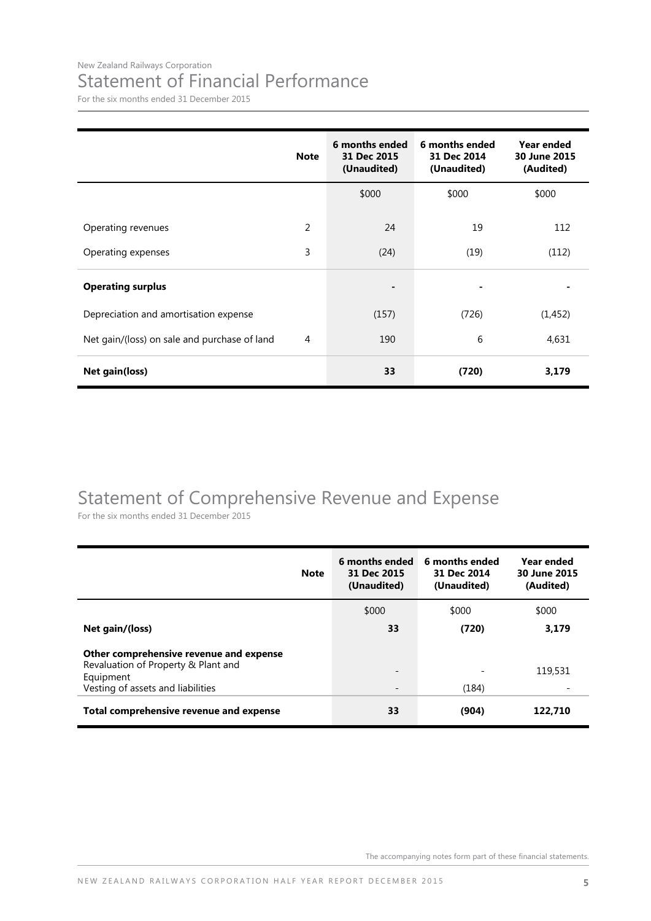New Zealand Railways Corporation

# Statement of Financial Performance

For the six months ended 31 December 2015

| | Note | 6 months ended 31 Dec 2015 (Unaudited) | 6 months ended 31 Dec 2014 (Unaudited) | Year ended 30 June 2015 (Audited) |
|---|---|---|---|---|
| | | $000 | $000 | $000 |
| Operating revenues | 2 | 24 | 19 | 112 |
| Operating expenses | 3 | (24) | (19) | (112) |
| **Operating surplus** | | - | - | - |
| Depreciation and amortisation expense | | (157) | (726) | (1,452) |
| Net gain/(loss) on sale and purchase of land | 4 | 190 | 6 | 4,631 |
| **Net gain(loss)** | | **33** | **(720)** | **3,179** |

# Statement of Comprehensive Revenue and Expense

For the six months ended 31 December 2015

| | Note | 6 months ended 31 Dec 2015 (Unaudited) | 6 months ended 31 Dec 2014 (Unaudited) | Year ended 30 June 2015 (Audited) |
|---|---|---|---|---|
| | | $000 | $000 | $000 |
| **Net gain/(loss)** | | **33** | **(720)** | **3,179** |
| **Other comprehensive revenue and expense** | | | | |
| Revaluation of Property & Plant and Equipment | | - | - | 119,531 |
| Vesting of assets and liabilities | | - | (184) | - |
| **Total comprehensive revenue and expense** | | **33** | **(904)** | **122,710** |

The accompanying notes form part of these financial statements.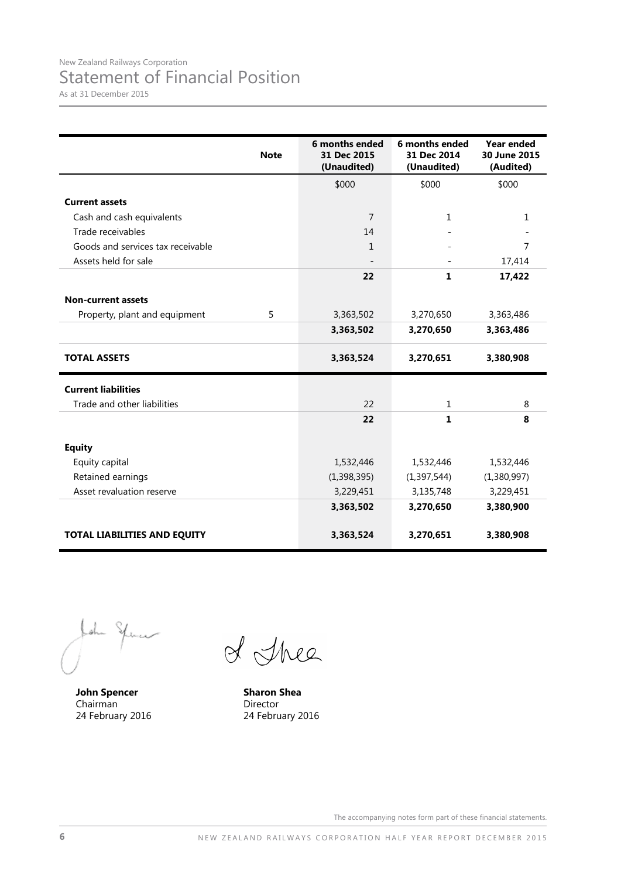New Zealand Railways Corporation

# Statement of Financial Position

As at 31 December 2015

| | Note | 6 months ended 31 Dec 2015 (Unaudited) | 6 months ended 31 Dec 2014 (Unaudited) | Year ended 30 June 2015 (Audited) |
|---|---|---|---|---|
| | | $000 | $000 | $000 |
| **Current assets** | | | | |
| Cash and cash equivalents | | 7 | 1 | 1 |
| Trade receivables | | 14 | - | - |
| Goods and services tax receivable | | 1 | - | 7 |
| Assets held for sale | | - | - | 17,414 |
| | | **22** | **1** | **17,422** |
| **Non-current assets** | | | | |
| Property, plant and equipment | 5 | 3,363,502 | 3,270,650 | 3,363,486 |
| | | **3,363,502** | **3,270,650** | **3,363,486** |
| **TOTAL ASSETS** | | **3,363,524** | **3,270,651** | **3,380,908** |
| **Current liabilities** | | | | |
| Trade and other liabilities | | 22 | 1 | 8 |
| | | **22** | **1** | **8** |
| **Equity** | | | | |
| Equity capital | | 1,532,446 | 1,532,446 | 1,532,446 |
| Retained earnings | | (1,398,395) | (1,397,544) | (1,380,997) |
| Asset revaluation reserve | | 3,229,451 | 3,135,748 | 3,229,451 |
| | | **3,363,502** | **3,270,650** | **3,380,900** |
| **TOTAL LIABILITIES AND EQUITY** | | **3,363,524** | **3,270,651** | **3,380,908** |

**John Spencer**
Chairman
24 February 2016

**Sharon Shea**
Director
24 February 2016

The accompanying notes form part of these financial statements.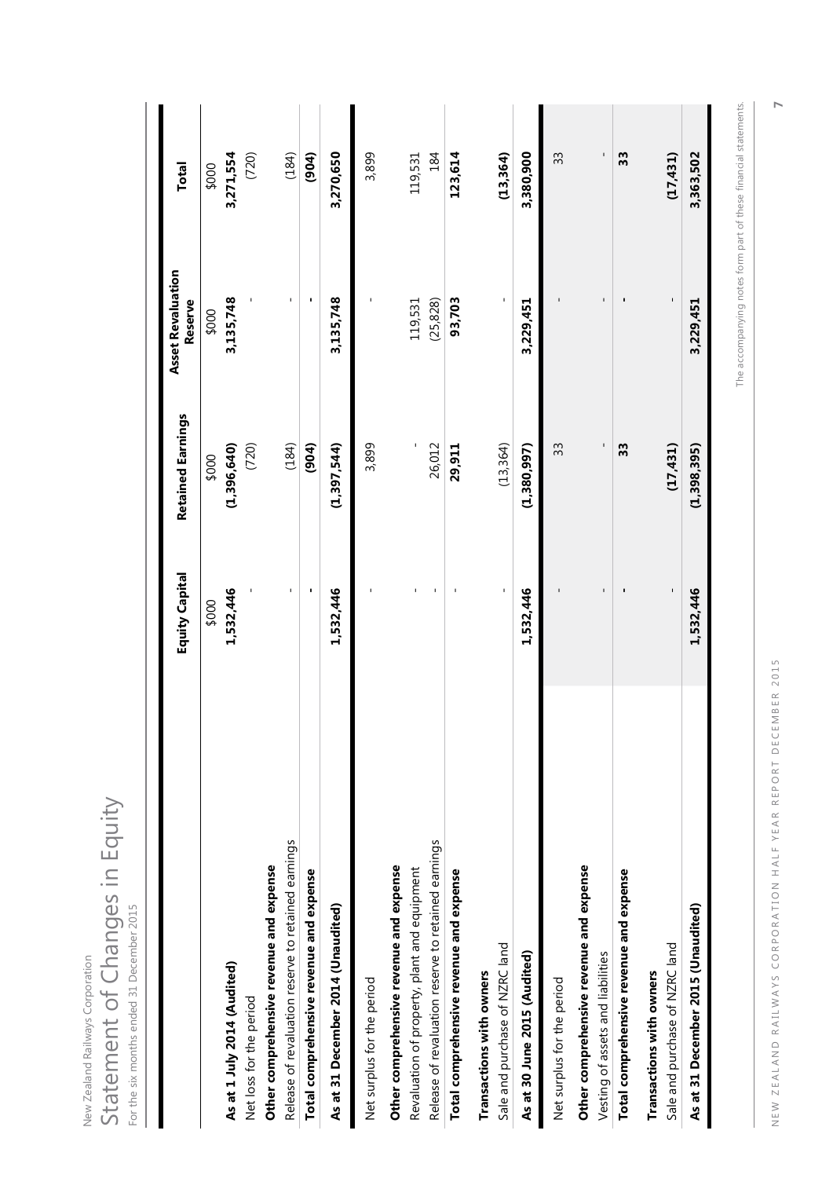New Zealand Railways Corporation

# Statement of Changes in Equity

For the six months ended 31 December 2015

| | Equity Capital | Retained Earnings | Asset Revaluation Reserve | Total |
|---|---|---|---|---|
| | $000 | $000 | $000 | $000 |
| **As at 1 July 2014 (Audited)** | **1,532,446** | **(1,396,640)** | **3,135,748** | **3,271,554** |
| Net loss for the period | - | (720) | - | (720) |
| **Other comprehensive revenue and expense** | | | | |
| Release of revaluation reserve to retained earnings | - | (184) | - | (184) |
| **Total comprehensive revenue and expense** | **-** | **(904)** | **-** | **(904)** |
| **As at 31 December 2014 (Unaudited)** | **1,532,446** | **(1,397,544)** | **3,135,748** | **3,270,650** |
| Net surplus for the period | - | 3,899 | - | 3,899 |
| **Other comprehensive revenue and expense** | | | | |
| Revaluation of property, plant and equipment | - | - | 119,531 | 119,531 |
| Release of revaluation reserve to retained earnings | - | 26,012 | (25,828) | 184 |
| **Total comprehensive revenue and expense** | - | **29,911** | **93,703** | **123,614** |
| **Transactions with owners** | | | | |
| Sale and purchase of NZRC land | - | (13,364) | - | **(13,364)** |
| **As at 30 June 2015 (Audited)** | **1,532,446** | **(1,380,997)** | **3,229,451** | **3,380,900** |
| Net surplus for the period | - | 33 | - | 33 |
| **Other comprehensive revenue and expense** | | | | |
| Vesting of assets and liabilities | - | - | - | - |
| **Total comprehensive revenue and expense** | **-** | **33** | **-** | **33** |
| **Transactions with owners** | | | | |
| Sale and purchase of NZRC land | - | **(17,431)** | - | **(17,431)** |
| **As at 31 December 2015 (Unaudited)** | **1,532,446** | **(1,398,395)** | **3,229,451** | **3,363,502** |

The accompanying notes form part of these financial statements.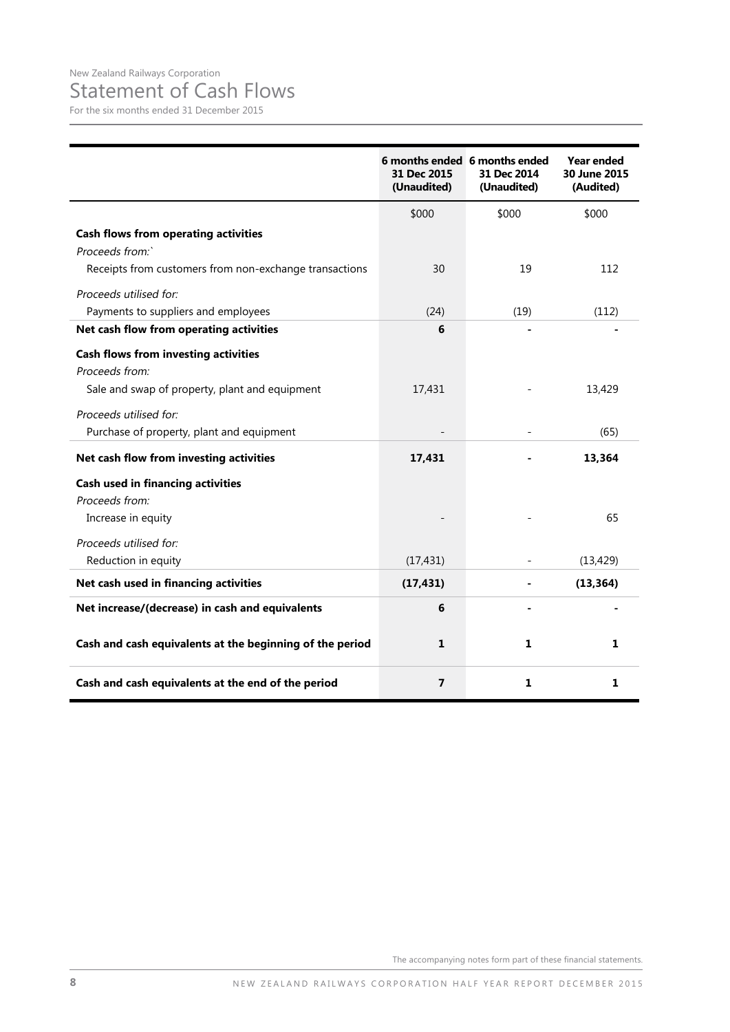New Zealand Railways Corporation

# Statement of Cash Flows

For the six months ended 31 December 2015

| | 6 months ended 31 Dec 2015 (Unaudited) | 6 months ended 31 Dec 2014 (Unaudited) | Year ended 30 June 2015 (Audited) |
|---|---|---|---|
| | $000 | $000 | $000 |
| **Cash flows from operating activities** | | | |
| *Proceeds from:`* | | | |
| Receipts from customers from non-exchange transactions | 30 | 19 | 112 |
| *Proceeds utilised for:* | | | |
| Payments to suppliers and employees | (24) | (19) | (112) |
| **Net cash flow from operating activities** | **6** | **-** | **-** |
| **Cash flows from investing activities** | | | |
| *Proceeds from:* | | | |
| Sale and swap of property, plant and equipment | 17,431 | - | 13,429 |
| *Proceeds utilised for:* | | | |
| Purchase of property, plant and equipment | - | - | (65) |
| **Net cash flow from investing activities** | **17,431** | **-** | **13,364** |
| **Cash used in financing activities** | | | |
| *Proceeds from:* | | | |
| Increase in equity | - | - | 65 |
| *Proceeds utilised for:* | | | |
| Reduction in equity | (17,431) | - | (13,429) |
| **Net cash used in financing activities** | **(17,431)** | **-** | **(13,364)** |
| **Net increase/(decrease) in cash and equivalents** | **6** | **-** | **-** |
| **Cash and cash equivalents at the beginning of the period** | **1** | **1** | **1** |
| **Cash and cash equivalents at the end of the period** | **7** | **1** | **1** |

The accompanying notes form part of these financial statements.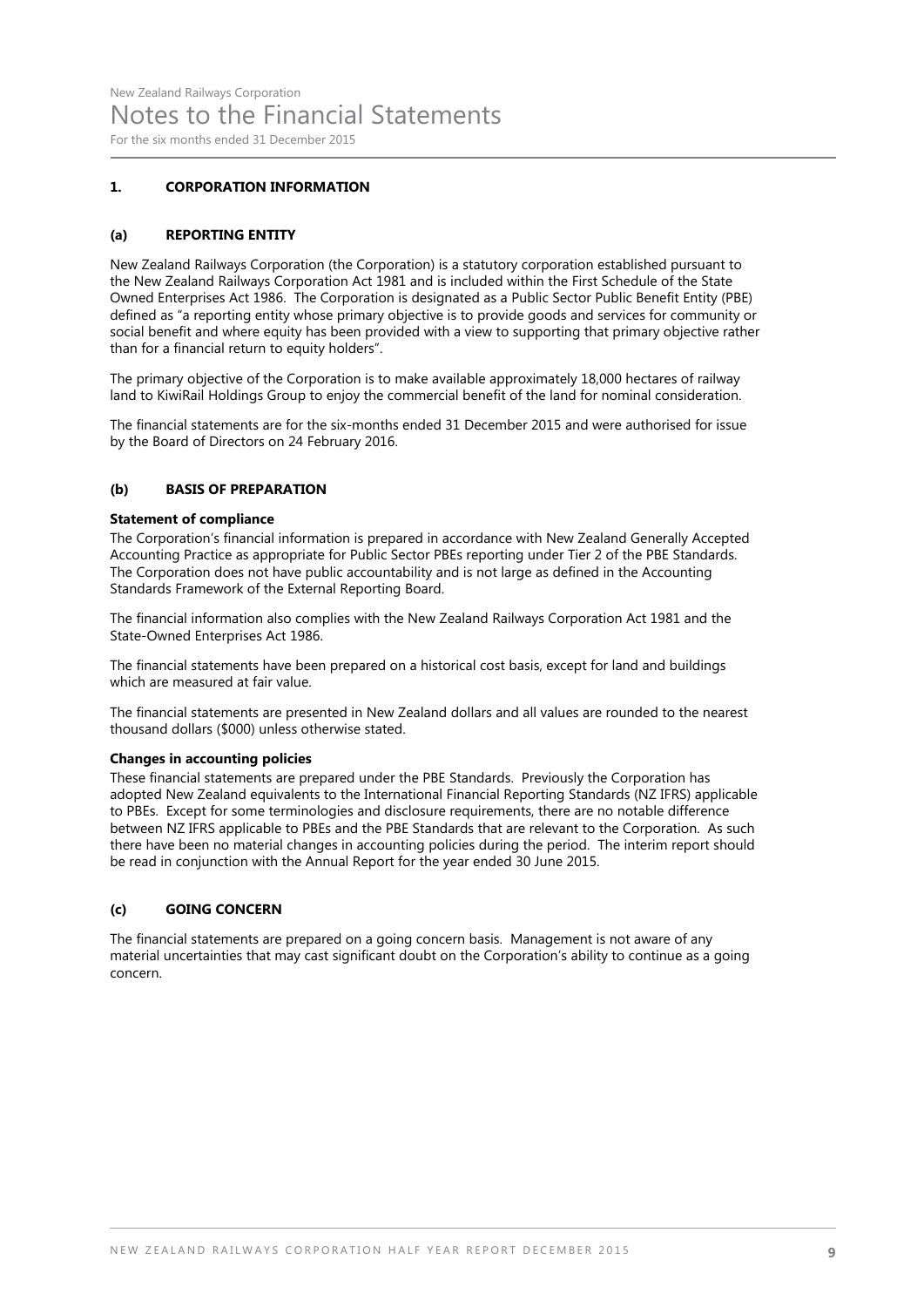New Zealand Railways Corporation

# Notes to the Financial Statements

For the six months ended 31 December 2015

## 1. CORPORATION INFORMATION

### (a) REPORTING ENTITY

New Zealand Railways Corporation (the Corporation) is a statutory corporation established pursuant to the New Zealand Railways Corporation Act 1981 and is included within the First Schedule of the State Owned Enterprises Act 1986. The Corporation is designated as a Public Sector Public Benefit Entity (PBE) defined as "a reporting entity whose primary objective is to provide goods and services for community or social benefit and where equity has been provided with a view to supporting that primary objective rather than for a financial return to equity holders".

The primary objective of the Corporation is to make available approximately 18,000 hectares of railway land to KiwiRail Holdings Group to enjoy the commercial benefit of the land for nominal consideration.

The financial statements are for the six-months ended 31 December 2015 and were authorised for issue by the Board of Directors on 24 February 2016.

### (b) BASIS OF PREPARATION

**Statement of compliance**

The Corporation's financial information is prepared in accordance with New Zealand Generally Accepted Accounting Practice as appropriate for Public Sector PBEs reporting under Tier 2 of the PBE Standards. The Corporation does not have public accountability and is not large as defined in the Accounting Standards Framework of the External Reporting Board.

The financial information also complies with the New Zealand Railways Corporation Act 1981 and the State-Owned Enterprises Act 1986.

The financial statements have been prepared on a historical cost basis, except for land and buildings which are measured at fair value.

The financial statements are presented in New Zealand dollars and all values are rounded to the nearest thousand dollars ($000) unless otherwise stated.

**Changes in accounting policies**

These financial statements are prepared under the PBE Standards. Previously the Corporation has adopted New Zealand equivalents to the International Financial Reporting Standards (NZ IFRS) applicable to PBEs. Except for some terminologies and disclosure requirements, there are no notable difference between NZ IFRS applicable to PBEs and the PBE Standards that are relevant to the Corporation. As such there have been no material changes in accounting policies during the period. The interim report should be read in conjunction with the Annual Report for the year ended 30 June 2015.

### (c) GOING CONCERN

The financial statements are prepared on a going concern basis. Management is not aware of any material uncertainties that may cast significant doubt on the Corporation's ability to continue as a going concern.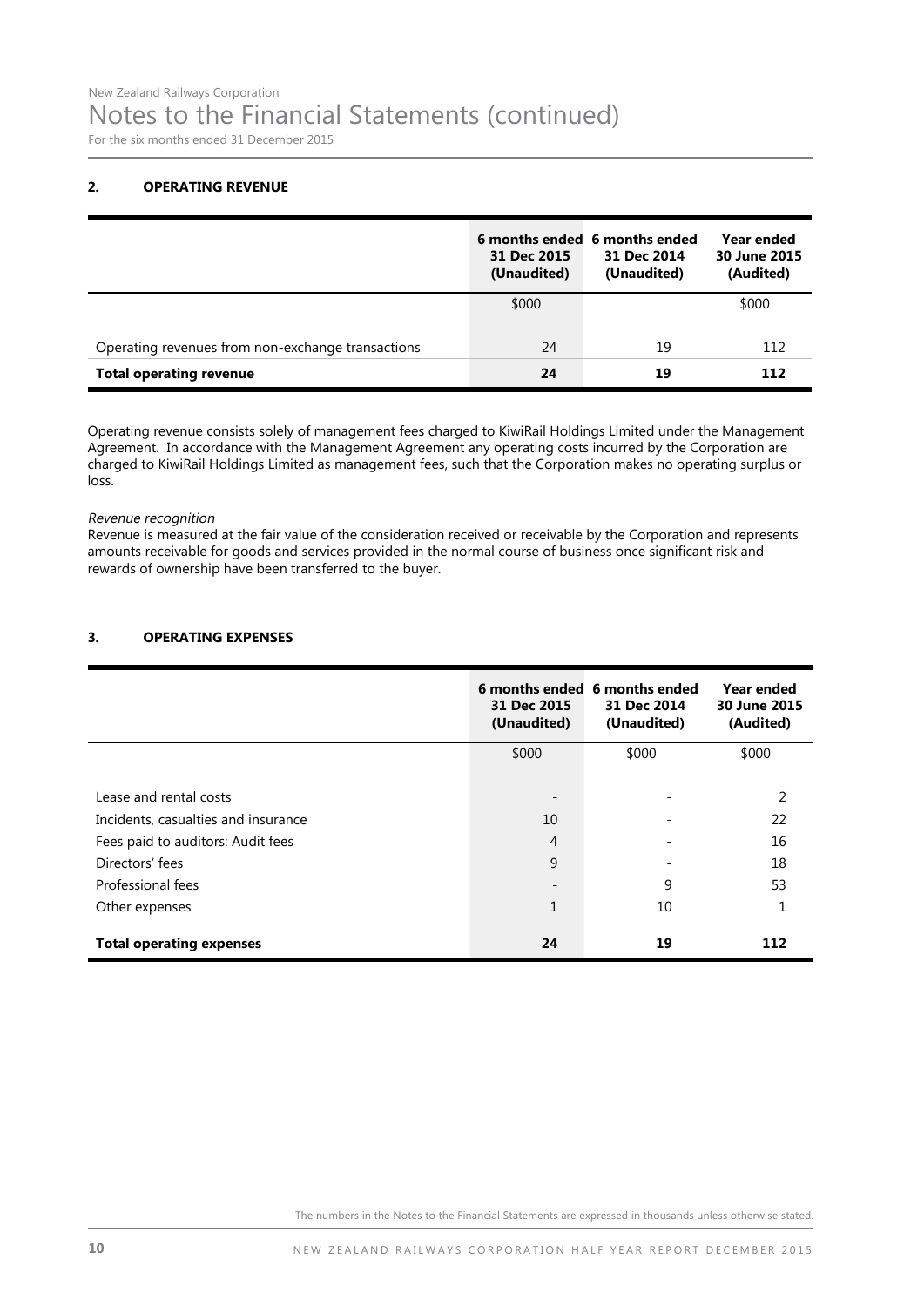New Zealand Railways Corporation

# Notes to the Financial Statements (continued)

For the six months ended 31 December 2015

## 2. OPERATING REVENUE

| | 6 months ended 31 Dec 2015 (Unaudited) | 6 months ended 31 Dec 2014 (Unaudited) | Year ended 30 June 2015 (Audited) |
|---|---|---|---|
| | $000 | | $000 |
| Operating revenues from non-exchange transactions | 24 | 19 | 112 |
| **Total operating revenue** | **24** | **19** | **112** |

Operating revenue consists solely of management fees charged to KiwiRail Holdings Limited under the Management Agreement. In accordance with the Management Agreement any operating costs incurred by the Corporation are charged to KiwiRail Holdings Limited as management fees, such that the Corporation makes no operating surplus or loss.

*Revenue recognition*
Revenue is measured at the fair value of the consideration received or receivable by the Corporation and represents amounts receivable for goods and services provided in the normal course of business once significant risk and rewards of ownership have been transferred to the buyer.

## 3. OPERATING EXPENSES

| | 6 months ended 31 Dec 2015 (Unaudited) | 6 months ended 31 Dec 2014 (Unaudited) | Year ended 30 June 2015 (Audited) |
|---|---|---|---|
| | $000 | $000 | $000 |
| Lease and rental costs | - | - | 2 |
| Incidents, casualties and insurance | 10 | - | 22 |
| Fees paid to auditors: Audit fees | 4 | - | 16 |
| Directors' fees | 9 | - | 18 |
| Professional fees | - | 9 | 53 |
| Other expenses | 1 | 10 | 1 |
| **Total operating expenses** | **24** | **19** | **112** |

The numbers in the Notes to the Financial Statements are expressed in thousands unless otherwise stated.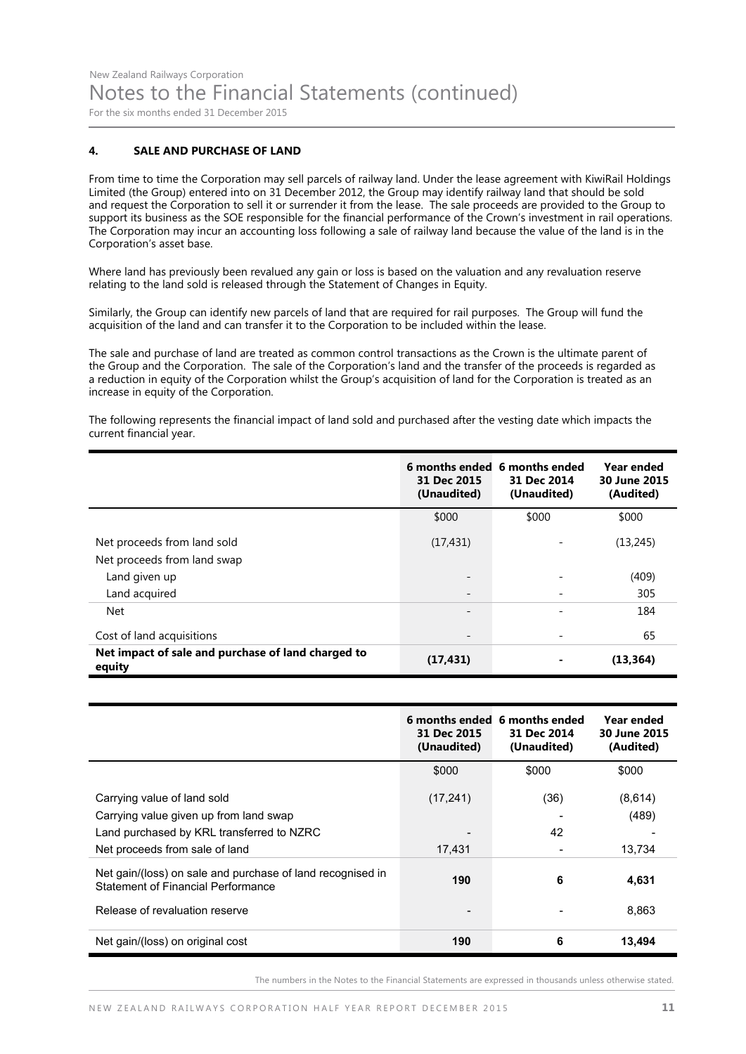## 4. SALE AND PURCHASE OF LAND

From time to time the Corporation may sell parcels of railway land. Under the lease agreement with KiwiRail Holdings Limited (the Group) entered into on 31 December 2012, the Group may identify railway land that should be sold and request the Corporation to sell it or surrender it from the lease. The sale proceeds are provided to the Group to support its business as the SOE responsible for the financial performance of the Crown's investment in rail operations. The Corporation may incur an accounting loss following a sale of railway land because the value of the land is in the Corporation's asset base.

Where land has previously been revalued any gain or loss is based on the valuation and any revaluation reserve relating to the land sold is released through the Statement of Changes in Equity.

Similarly, the Group can identify new parcels of land that are required for rail purposes. The Group will fund the acquisition of the land and can transfer it to the Corporation to be included within the lease.

The sale and purchase of land are treated as common control transactions as the Crown is the ultimate parent of the Group and the Corporation. The sale of the Corporation's land and the transfer of the proceeds is regarded as a reduction in equity of the Corporation whilst the Group's acquisition of land for the Corporation is treated as an increase in equity of the Corporation.

The following represents the financial impact of land sold and purchased after the vesting date which impacts the current financial year.

| | 6 months ended 31 Dec 2015 (Unaudited) | 6 months ended 31 Dec 2014 (Unaudited) | Year ended 30 June 2015 (Audited) |
|---|---|---|---|
| | $000 | $000 | $000 |
| Net proceeds from land sold | (17,431) | - | (13,245) |
| Net proceeds from land swap | | | |
| Land given up | - | - | (409) |
| Land acquired | - | - | 305 |
| Net | - | - | 184 |
| Cost of land acquisitions | - | - | 65 |
| **Net impact of sale and purchase of land charged to equity** | **(17,431)** | **-** | **(13,364)** |

| | 6 months ended 31 Dec 2015 (Unaudited) | 6 months ended 31 Dec 2014 (Unaudited) | Year ended 30 June 2015 (Audited) |
|---|---|---|---|
| | $000 | $000 | $000 |
| Carrying value of land sold | (17,241) | (36) | (8,614) |
| Carrying value given up from land swap | | - | (489) |
| Land purchased by KRL transferred to NZRC | - | 42 | - |
| Net proceeds from sale of land | 17,431 | - | 13,734 |
| Net gain/(loss) on sale and purchase of land recognised in Statement of Financial Performance | **190** | **6** | **4,631** |
| Release of revaluation reserve | - | - | 8,863 |
| Net gain/(loss) on original cost | **190** | **6** | **13,494** |

The numbers in the Notes to the Financial Statements are expressed in thousands unless otherwise stated.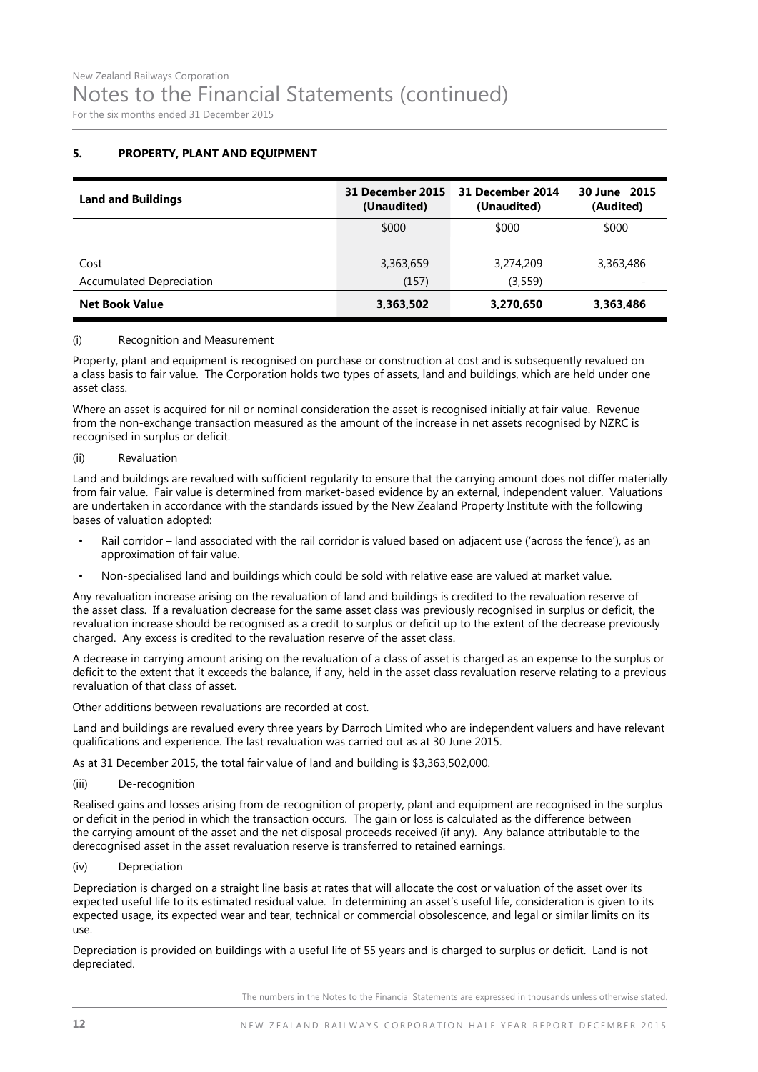## 5. PROPERTY, PLANT AND EQUIPMENT

| Land and Buildings | 31 December 2015 (Unaudited) | 31 December 2014 (Unaudited) | 30 June 2015 (Audited) |
|---|---|---|---|
| | $000 | $000 | $000 |
| Cost | 3,363,659 | 3,274,209 | 3,363,486 |
| Accumulated Depreciation | (157) | (3,559) | - |
| **Net Book Value** | **3,363,502** | **3,270,650** | **3,363,486** |

(i) Recognition and Measurement

Property, plant and equipment is recognised on purchase or construction at cost and is subsequently revalued on a class basis to fair value. The Corporation holds two types of assets, land and buildings, which are held under one asset class.

Where an asset is acquired for nil or nominal consideration the asset is recognised initially at fair value. Revenue from the non-exchange transaction measured as the amount of the increase in net assets recognised by NZRC is recognised in surplus or deficit.

(ii) Revaluation

Land and buildings are revalued with sufficient regularity to ensure that the carrying amount does not differ materially from fair value. Fair value is determined from market-based evidence by an external, independent valuer. Valuations are undertaken in accordance with the standards issued by the New Zealand Property Institute with the following bases of valuation adopted:

- Rail corridor – land associated with the rail corridor is valued based on adjacent use ('across the fence'), as an approximation of fair value.
- Non-specialised land and buildings which could be sold with relative ease are valued at market value.

Any revaluation increase arising on the revaluation of land and buildings is credited to the revaluation reserve of the asset class. If a revaluation decrease for the same asset class was previously recognised in surplus or deficit, the revaluation increase should be recognised as a credit to surplus or deficit up to the extent of the decrease previously charged. Any excess is credited to the revaluation reserve of the asset class.

A decrease in carrying amount arising on the revaluation of a class of asset is charged as an expense to the surplus or deficit to the extent that it exceeds the balance, if any, held in the asset class revaluation reserve relating to a previous revaluation of that class of asset.

Other additions between revaluations are recorded at cost.

Land and buildings are revalued every three years by Darroch Limited who are independent valuers and have relevant qualifications and experience. The last revaluation was carried out as at 30 June 2015.

As at 31 December 2015, the total fair value of land and building is $3,363,502,000.

(iii) De-recognition

Realised gains and losses arising from de-recognition of property, plant and equipment are recognised in the surplus or deficit in the period in which the transaction occurs. The gain or loss is calculated as the difference between the carrying amount of the asset and the net disposal proceeds received (if any). Any balance attributable to the derecognised asset in the asset revaluation reserve is transferred to retained earnings.

(iv) Depreciation

Depreciation is charged on a straight line basis at rates that will allocate the cost or valuation of the asset over its expected useful life to its estimated residual value. In determining an asset's useful life, consideration is given to its expected usage, its expected wear and tear, technical or commercial obsolescence, and legal or similar limits on its use.

Depreciation is provided on buildings with a useful life of 55 years and is charged to surplus or deficit. Land is not depreciated.

The numbers in the Notes to the Financial Statements are expressed in thousands unless otherwise stated.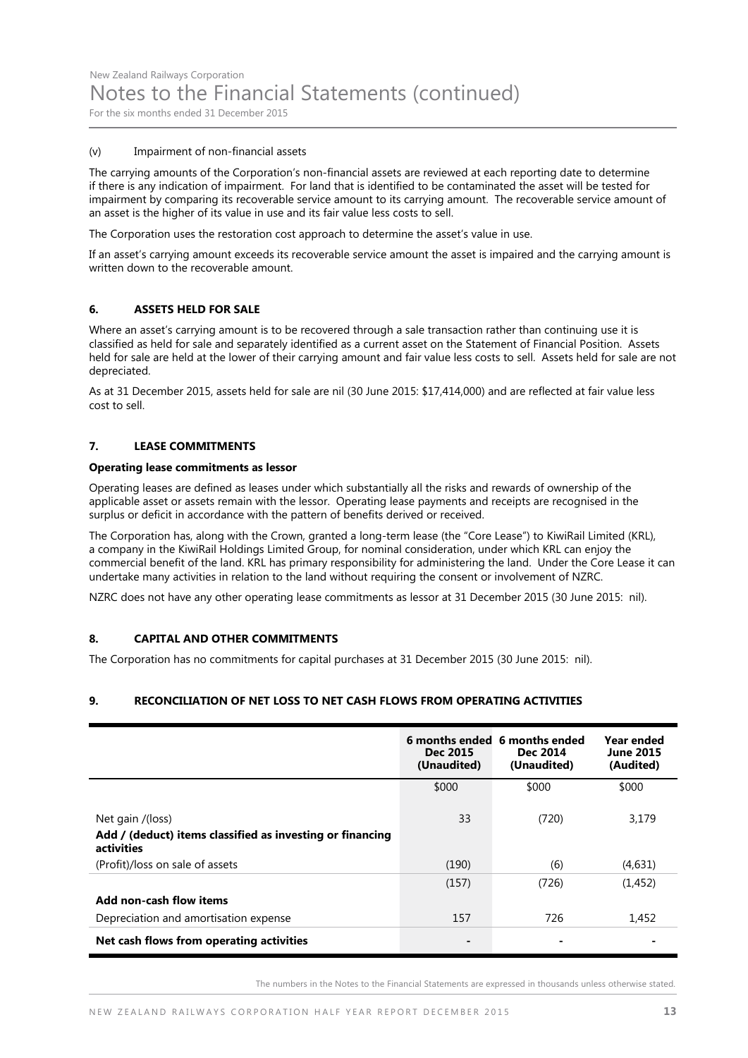(v) Impairment of non-financial assets

The carrying amounts of the Corporation's non-financial assets are reviewed at each reporting date to determine if there is any indication of impairment. For land that is identified to be contaminated the asset will be tested for impairment by comparing its recoverable service amount to its carrying amount. The recoverable service amount of an asset is the higher of its value in use and its fair value less costs to sell.

The Corporation uses the restoration cost approach to determine the asset's value in use.

If an asset's carrying amount exceeds its recoverable service amount the asset is impaired and the carrying amount is written down to the recoverable amount.

## 6. ASSETS HELD FOR SALE

Where an asset's carrying amount is to be recovered through a sale transaction rather than continuing use it is classified as held for sale and separately identified as a current asset on the Statement of Financial Position. Assets held for sale are held at the lower of their carrying amount and fair value less costs to sell. Assets held for sale are not depreciated.

As at 31 December 2015, assets held for sale are nil (30 June 2015: $17,414,000) and are reflected at fair value less cost to sell.

## 7. LEASE COMMITMENTS

**Operating lease commitments as lessor**

Operating leases are defined as leases under which substantially all the risks and rewards of ownership of the applicable asset or assets remain with the lessor. Operating lease payments and receipts are recognised in the surplus or deficit in accordance with the pattern of benefits derived or received.

The Corporation has, along with the Crown, granted a long-term lease (the "Core Lease") to KiwiRail Limited (KRL), a company in the KiwiRail Holdings Limited Group, for nominal consideration, under which KRL can enjoy the commercial benefit of the land. KRL has primary responsibility for administering the land. Under the Core Lease it can undertake many activities in relation to the land without requiring the consent or involvement of NZRC.

NZRC does not have any other operating lease commitments as lessor at 31 December 2015 (30 June 2015: nil).

## 8. CAPITAL AND OTHER COMMITMENTS

The Corporation has no commitments for capital purchases at 31 December 2015 (30 June 2015: nil).

## 9. RECONCILIATION OF NET LOSS TO NET CASH FLOWS FROM OPERATING ACTIVITIES

| | 6 months ended Dec 2015 (Unaudited) | 6 months ended Dec 2014 (Unaudited) | Year ended June 2015 (Audited) |
|---|---|---|---|
| | $000 | $000 | $000 |
| Net gain /(loss) | 33 | (720) | 3,179 |
| **Add / (deduct) items classified as investing or financing activities** | | | |
| (Profit)/loss on sale of assets | (190) | (6) | (4,631) |
| | (157) | (726) | (1,452) |
| **Add non-cash flow items** | | | |
| Depreciation and amortisation expense | 157 | 726 | 1,452 |
| **Net cash flows from operating activities** | - | - | - |

The numbers in the Notes to the Financial Statements are expressed in thousands unless otherwise stated.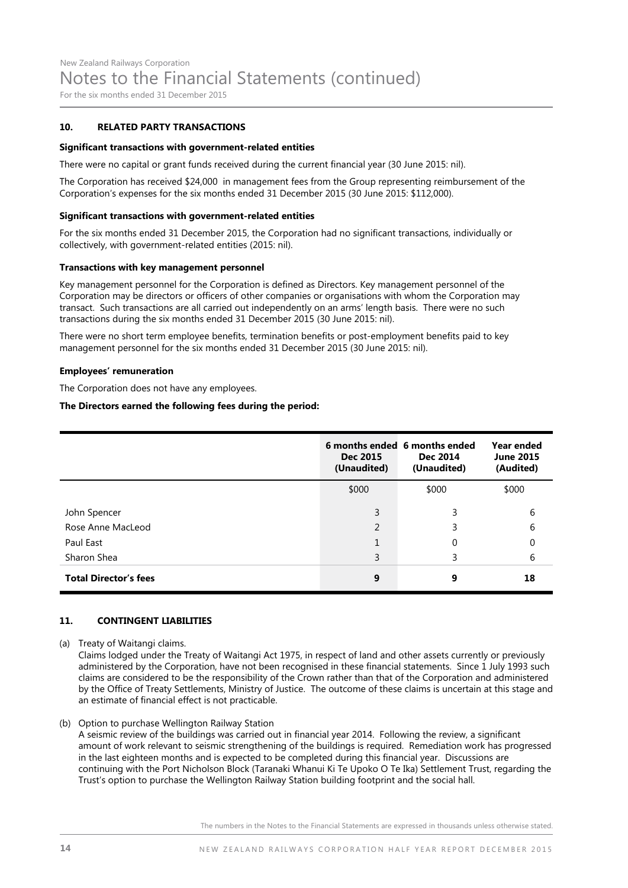New Zealand Railways Corporation

# Notes to the Financial Statements (continued)

For the six months ended 31 December 2015

## 10. RELATED PARTY TRANSACTIONS

**Significant transactions with government-related entities**

There were no capital or grant funds received during the current financial year (30 June 2015: nil).

The Corporation has received $24,000 in management fees from the Group representing reimbursement of the Corporation's expenses for the six months ended 31 December 2015 (30 June 2015: $112,000).

**Significant transactions with government-related entities**

For the six months ended 31 December 2015, the Corporation had no significant transactions, individually or collectively, with government-related entities (2015: nil).

**Transactions with key management personnel**

Key management personnel for the Corporation is defined as Directors. Key management personnel of the Corporation may be directors or officers of other companies or organisations with whom the Corporation may transact. Such transactions are all carried out independently on an arms' length basis. There were no such transactions during the six months ended 31 December 2015 (30 June 2015: nil).

There were no short term employee benefits, termination benefits or post-employment benefits paid to key management personnel for the six months ended 31 December 2015 (30 June 2015: nil).

**Employees' remuneration**

The Corporation does not have any employees.

**The Directors earned the following fees during the period:**

| | 6 months ended Dec 2015 (Unaudited) | 6 months ended Dec 2014 (Unaudited) | Year ended June 2015 (Audited) |
|---|---|---|---|
| | $000 | $000 | $000 |
| John Spencer | 3 | 3 | 6 |
| Rose Anne MacLeod | 2 | 3 | 6 |
| Paul East | 1 | 0 | 0 |
| Sharon Shea | 3 | 3 | 6 |
| **Total Director's fees** | **9** | **9** | **18** |

## 11. CONTINGENT LIABILITIES

(a) Treaty of Waitangi claims.
Claims lodged under the Treaty of Waitangi Act 1975, in respect of land and other assets currently or previously administered by the Corporation, have not been recognised in these financial statements. Since 1 July 1993 such claims are considered to be the responsibility of the Crown rather than that of the Corporation and administered by the Office of Treaty Settlements, Ministry of Justice. The outcome of these claims is uncertain at this stage and an estimate of financial effect is not practicable.

(b) Option to purchase Wellington Railway Station
A seismic review of the buildings was carried out in financial year 2014. Following the review, a significant amount of work relevant to seismic strengthening of the buildings is required. Remediation work has progressed in the last eighteen months and is expected to be completed during this financial year. Discussions are continuing with the Port Nicholson Block (Taranaki Whanui Ki Te Upoko O Te Ika) Settlement Trust, regarding the Trust's option to purchase the Wellington Railway Station building footprint and the social hall.

The numbers in the Notes to the Financial Statements are expressed in thousands unless otherwise stated.